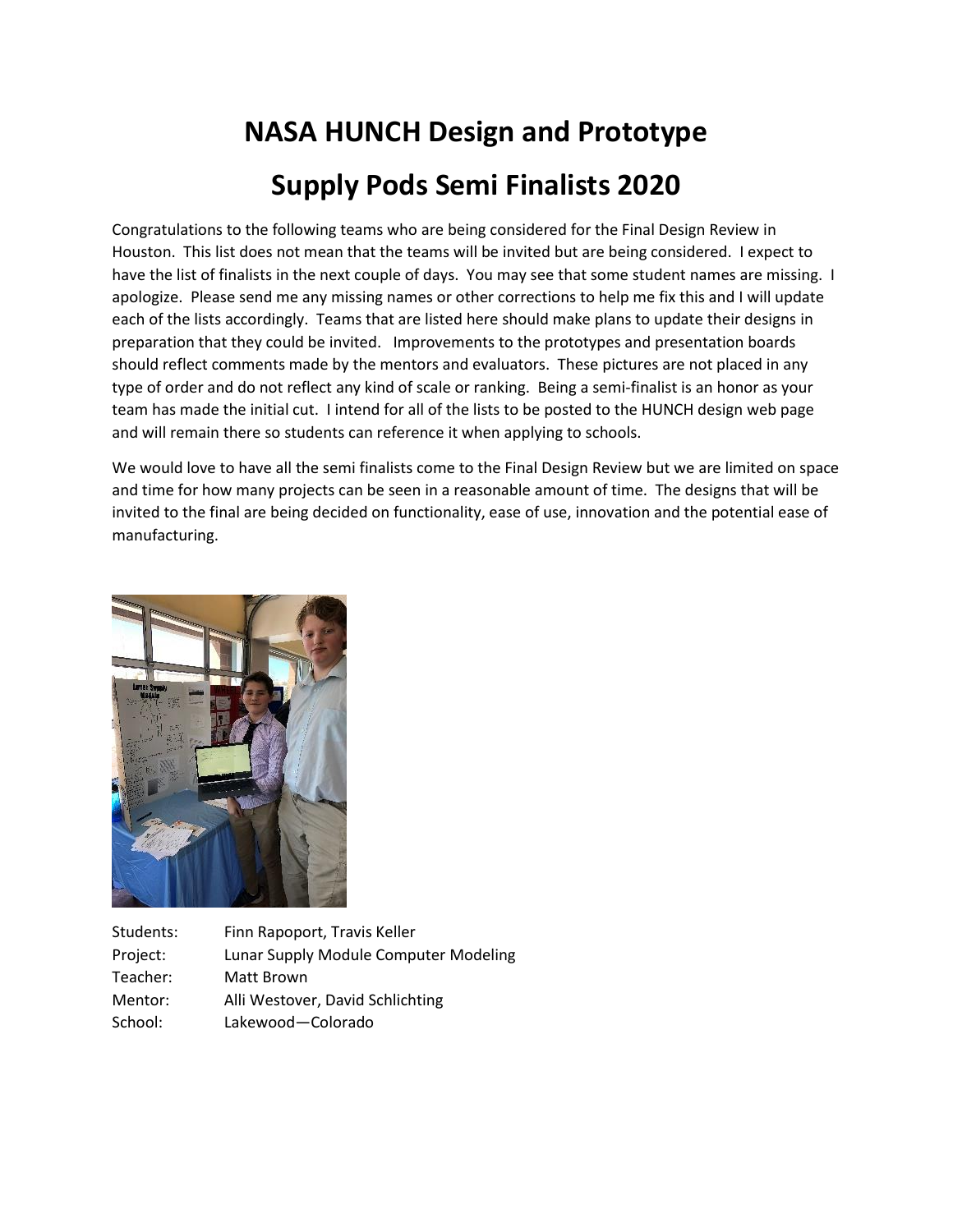# NASA HUNCH Design and Prototype

# Supply Pods Semi Finalists 2020

Congratulations to the following teams who are being considered for the Final Design Review in Houston. This list does not mean that the teams will be invited but are being considered. I expect to have the list of finalists in the next couple of days. You may see that some student names are missing. I apologize. Please send me any missing names or other corrections to help me fix this and I will update each of the lists accordingly. Teams that are listed here should make plans to update their designs in preparation that they could be invited. Improvements to the prototypes and presentation boards should reflect comments made by the mentors and evaluators. These pictures are not placed in any type of order and do not reflect any kind of scale or ranking. Being a semi-finalist is an honor as your team has made the initial cut. I intend for all of the lists to be posted to the HUNCH design web page and will remain there so students can reference it when applying to schools.

We would love to have all the semi finalists come to the Final Design Review but we are limited on space and time for how many projects can be seen in a reasonable amount of time. The designs that will be invited to the final are being decided on functionality, ease of use, innovation and the potential ease of manufacturing.

Students: Finn Rapoport, Travis Keller
Project: Lunar Supply Module Computer Modeling
Teacher: Matt Brown
Mentor: Alli Westover, David Schlichting
School: Lakewood—Colorado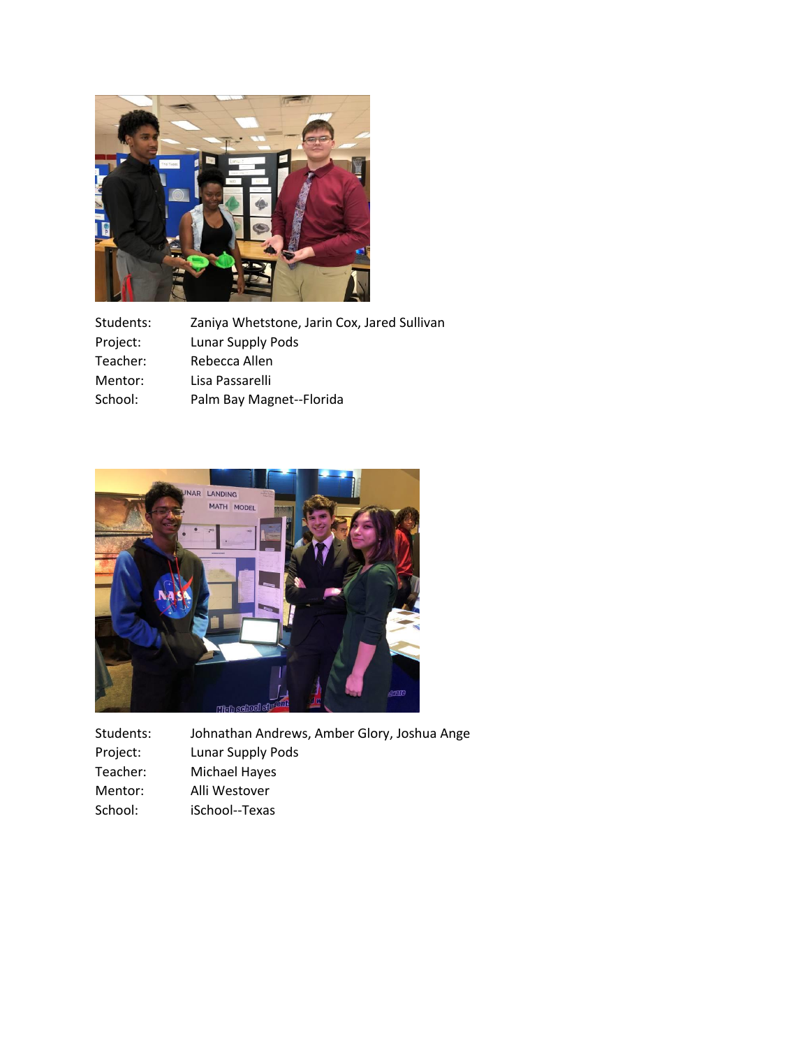| | |
|---|---|
| Students: | Zaniya Whetstone, Jarin Cox, Jared Sullivan |
| Project: | Lunar Supply Pods |
| Teacher: | Rebecca Allen |
| Mentor: | Lisa Passarelli |
| School: | Palm Bay Magnet--Florida |

| | |
|---|---|
| Students: | Johnathan Andrews, Amber Glory, Joshua Ange |
| Project: | Lunar Supply Pods |
| Teacher: | Michael Hayes |
| Mentor: | Alli Westover |
| School: | iSchool--Texas |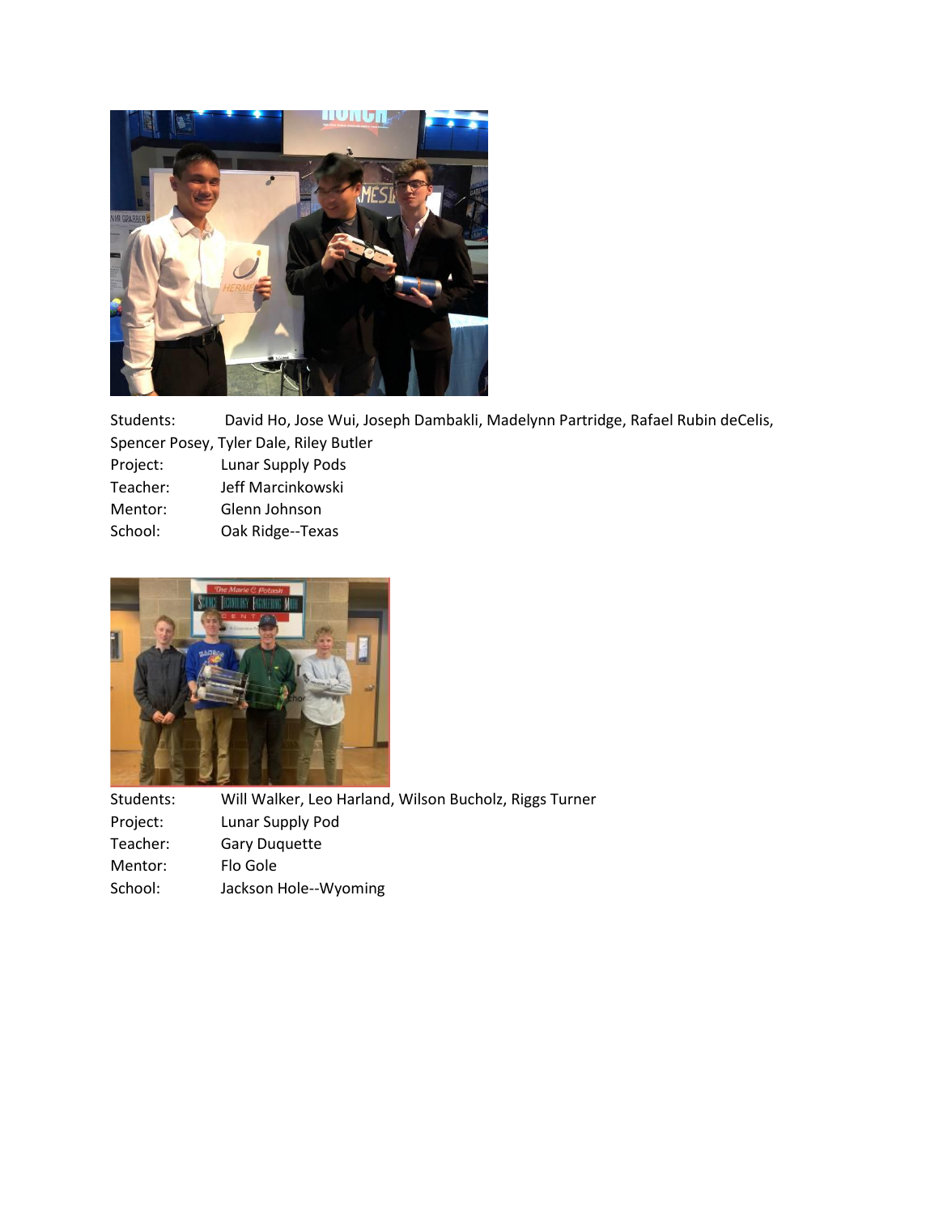Students: David Ho, Jose Wui, Joseph Dambakli, Madelynn Partridge, Rafael Rubin deCelis, Spencer Posey, Tyler Dale, Riley Butler
Project: Lunar Supply Pods
Teacher: Jeff Marcinkowski
Mentor: Glenn Johnson
School: Oak Ridge--Texas

Students: Will Walker, Leo Harland, Wilson Bucholz, Riggs Turner
Project: Lunar Supply Pod
Teacher: Gary Duquette
Mentor: Flo Gole
School: Jackson Hole--Wyoming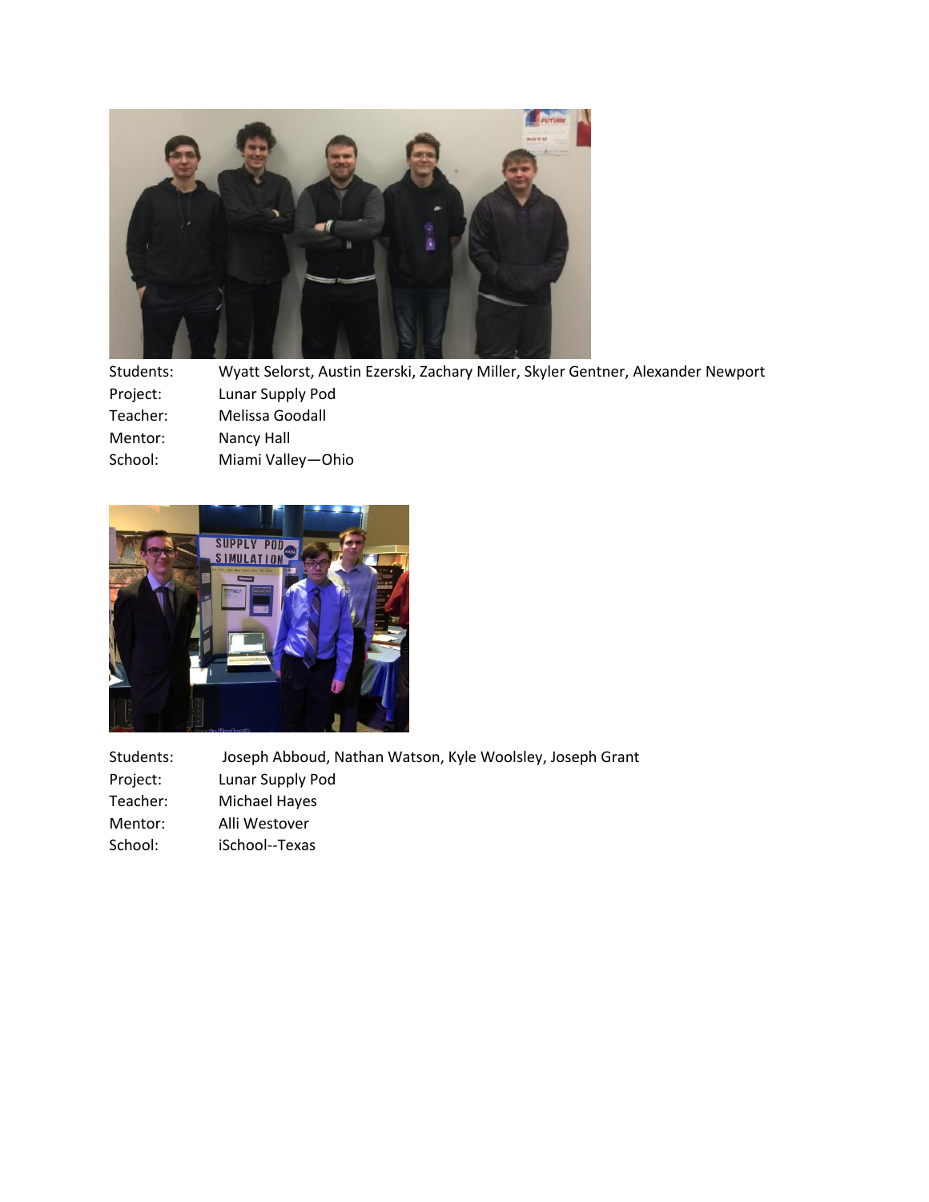Students: Wyatt Selorst, Austin Ezerski, Zachary Miller, Skyler Gentner, Alexander Newport
Project: Lunar Supply Pod
Teacher: Melissa Goodall
Mentor: Nancy Hall
School: Miami Valley—Ohio

Students: Joseph Abboud, Nathan Watson, Kyle Woolsley, Joseph Grant
Project: Lunar Supply Pod
Teacher: Michael Hayes
Mentor: Alli Westover
School: iSchool--Texas